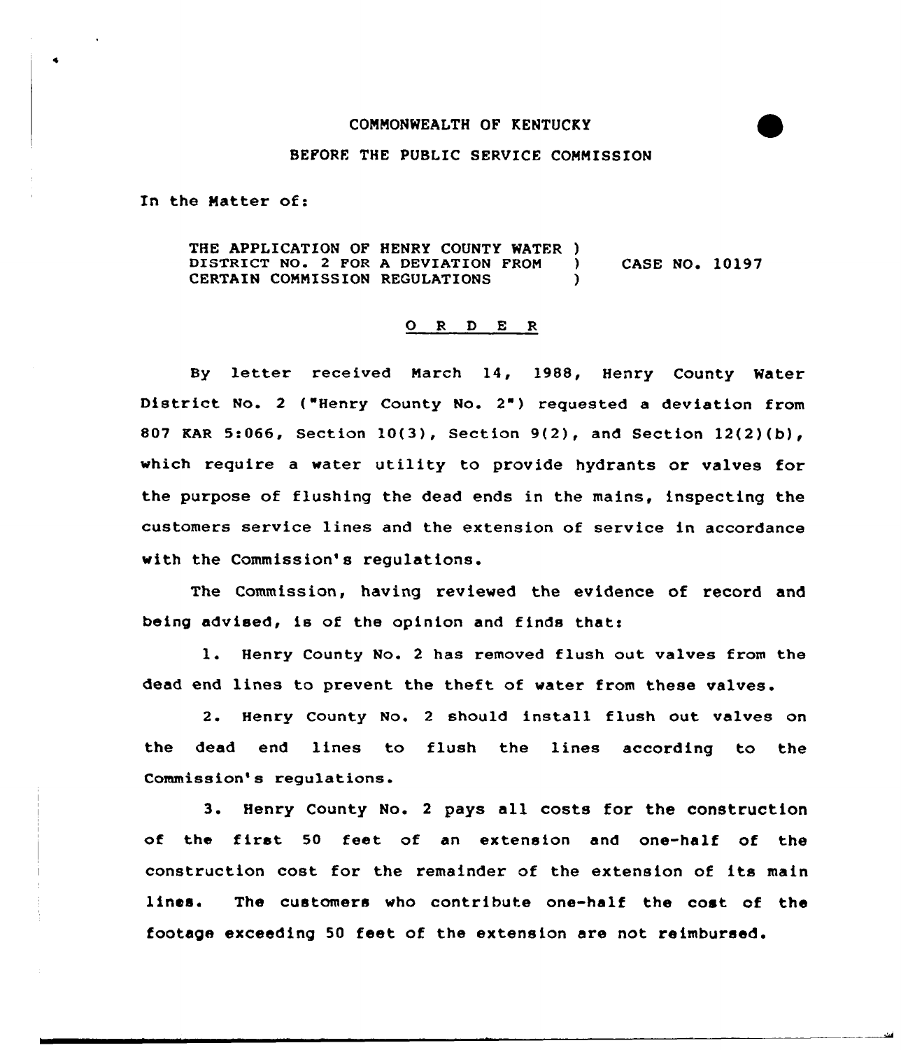COMMONWEALTH OF KENTUCKY

BEFORE THE PUBLIC SERVICE COMMISSION

In the Matter of:

THE APPLICATION OF HENRY COUNTY WATER DISTRICT NO. 2 FOR A DEVIATION FROM CERTAIN COMMISSION REGULATIONS ) CASE NO. 10197

## O R D E R

By letter received March 14, 1988, Henry County Water District No. 2 ("Henry County No. 2") requested a deviation from 807 KAR 5:066, Section 10(3), Section 9(2), and Section 12(2)(b), which require a water utility to provide hydrants or valves for the purpose of flushing the dead ends in the mains, inspecting the customers service lines and the extension of service in accordance with the Commission's regulations.

The Commission, having reviewed the evidence of record and being advised, is of the opinion and finds that:

1. Henry County No. 2 has removed flush out valves from the dead end lines to prevent the theft of water from these valves.

2. Henry County No. 2 should install flush out valves on the dead end lines to flush the lines according to the Commission's regulations.

3. Henry County No. 2 pays all costs for the construction of the first 50 feet of an extension and one-half of the construction cost for the remainder of the extension of its main lines. The customers who contribute one-half the cost of the footage exceeding 50 feet of the extension are not reimbursed.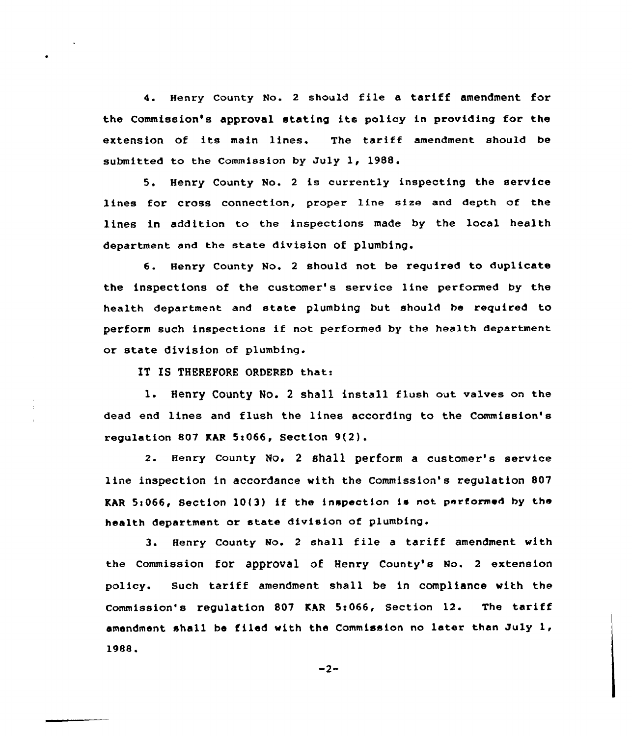4. Henry County No. 2 should file a tariff amendment for the Commission's approval stating its policy in providing for the extension of its main lines. The tariff amendment should be submitted to the Commission by July 1, 1988.

5. Henry County No. 2 is currently inspecting the service lines for cross connection, proper line size and depth of the lines in addition to the inspections made by the local health department and the state division of plumbing.

6. Henry County No. 2 should not be required to duplicate the inspections of the customer's service line performed by the health department and state plumbing but should be required to perform such inspections if not performed by the health department or state division of plumbing.

IT IS THEREFORE ORDERED that:

1. Henry County No. 2 shall install flush out valves on the dead end lines and flush the lines according to the Commission's regulation 807 KAR 5:066, Section 9(2).

2. Henry County No. 2 shall perform a customer's service line inspection in accordance with the Commission's regulation 807 KAR 5:066, Section 10(3) if the inspection is not performed by the health department or state division of plumbing.

3. Henry County No. 2 shall file a tariff amendment with the Commission for approval of Henry County's No. 2 extension policy. Such tariff amendment shall be in compliance with the Commission's regulation 807 KAR 5:066, Section 12. The tariff amendment shall be filed with the Commission no later than July 1, 1988.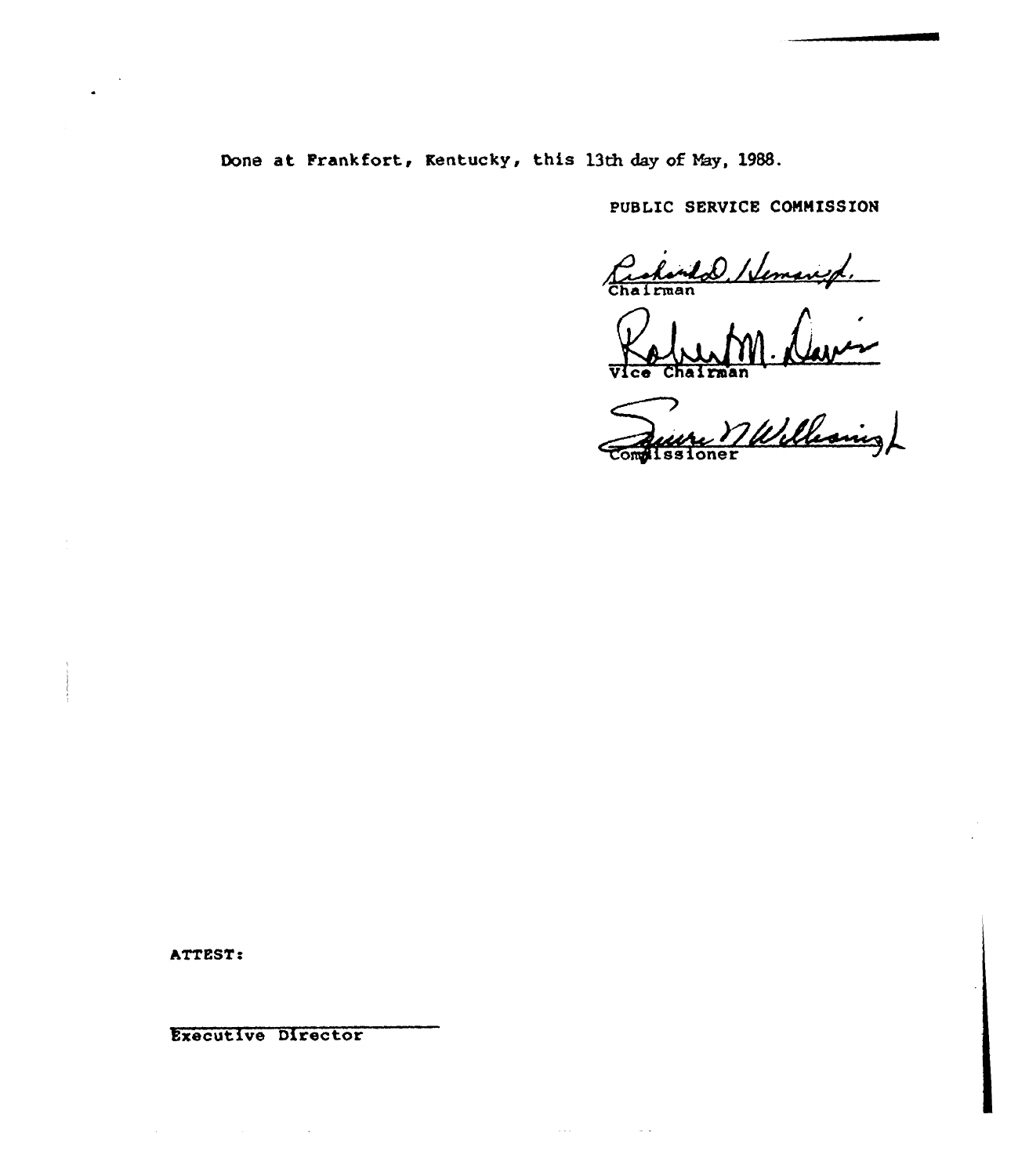Done at Frankfort, Kentucky, this 13th day of May, 1988.

PUBLIC SERVICE COMMISSION

Chairman

Vice Chairman

Commissioner

ATTEST:

Executive Director